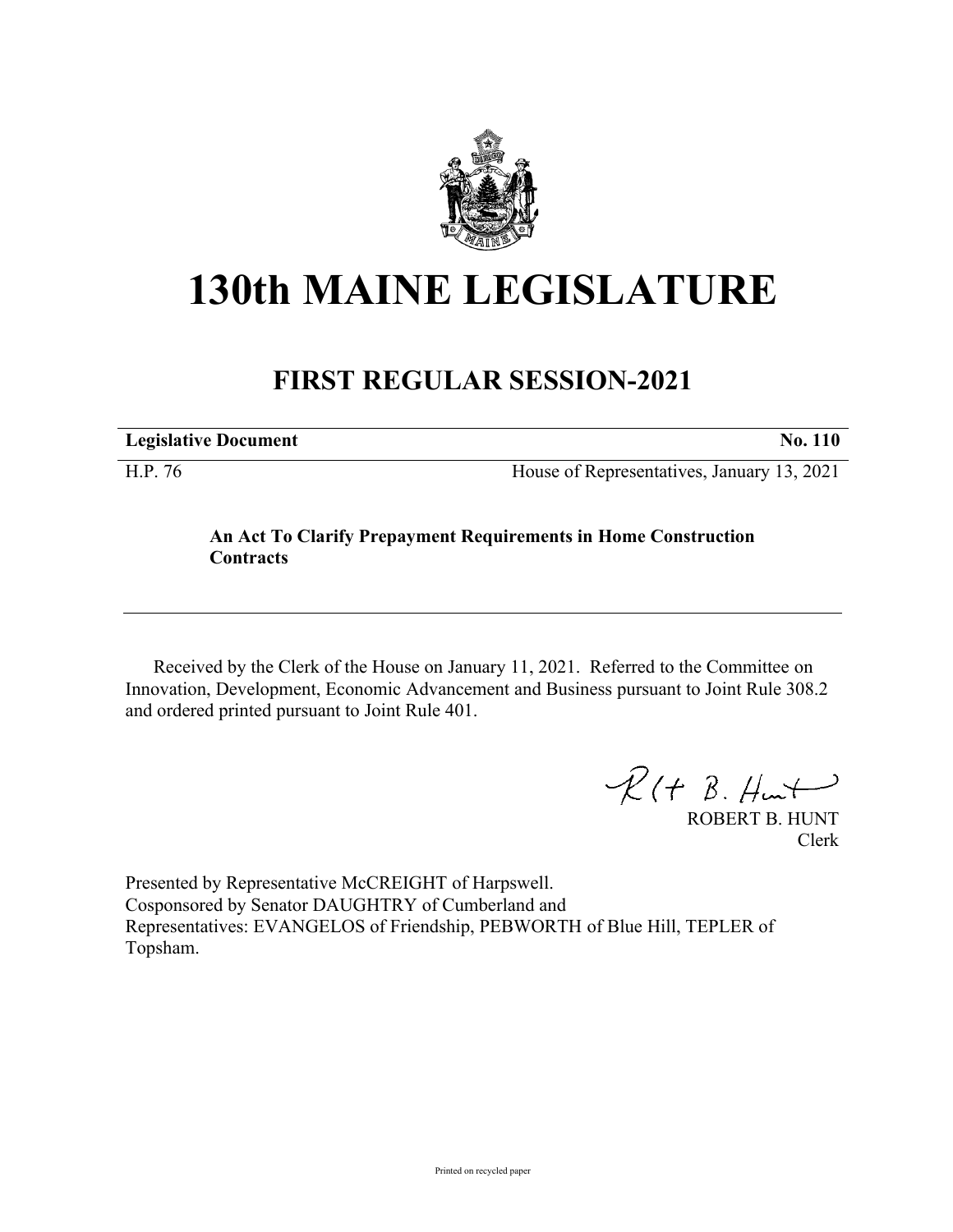# 130th MAINE LEGISLATURE

## FIRST REGULAR SESSION-2021

**Legislative Document** **No. 110**

H.P. 76 House of Representatives, January 13, 2021

**An Act To Clarify Prepayment Requirements in Home Construction Contracts**

Received by the Clerk of the House on January 11, 2021. Referred to the Committee on Innovation, Development, Economic Advancement and Business pursuant to Joint Rule 308.2 and ordered printed pursuant to Joint Rule 401.

ROBERT B. HUNT
Clerk

Presented by Representative McCREIGHT of Harpswell.
Cosponsored by Senator DAUGHTRY of Cumberland and
Representatives: EVANGELOS of Friendship, PEBWORTH of Blue Hill, TEPLER of Topsham.

Printed on recycled paper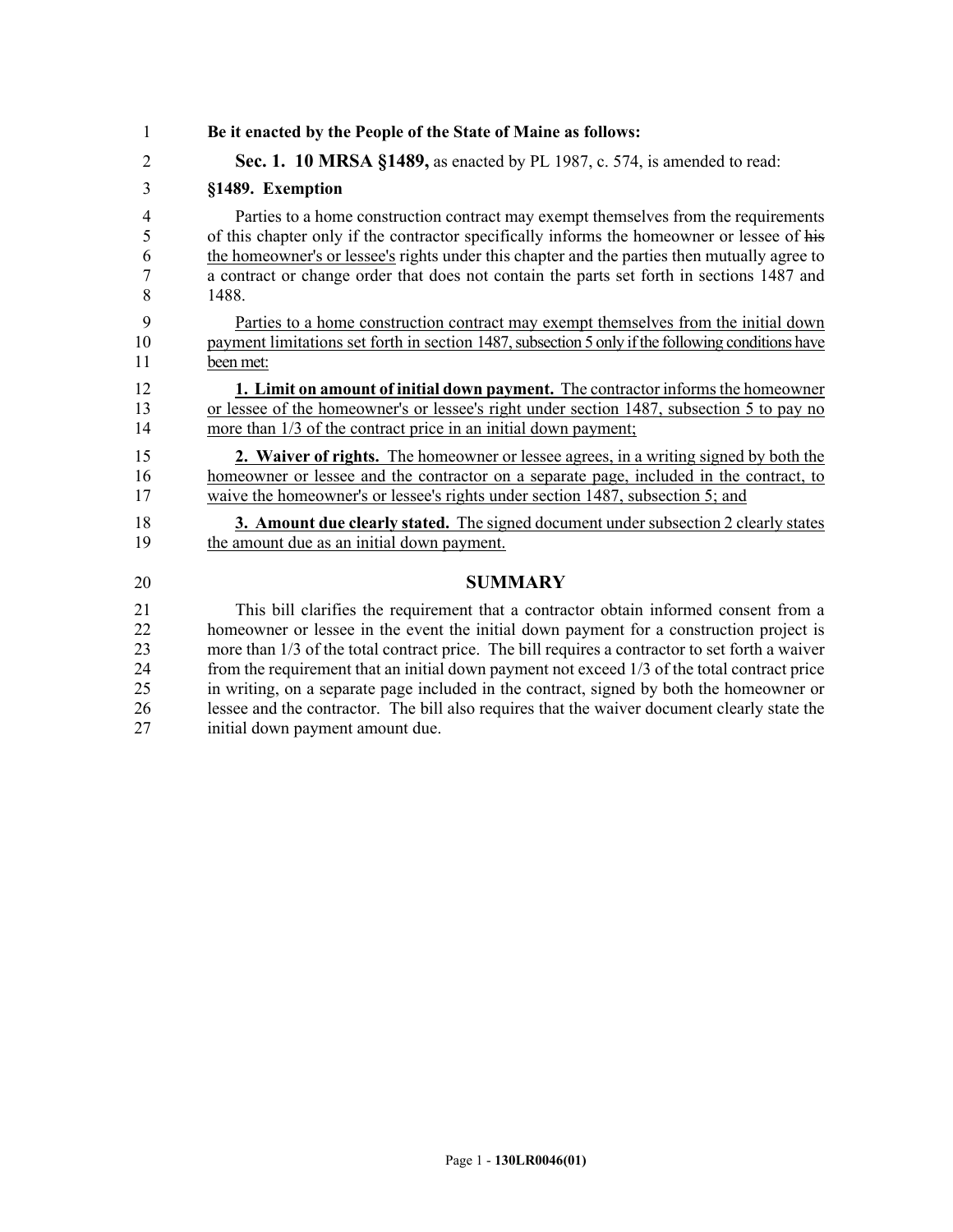**Be it enacted by the People of the State of Maine as follows:**

**Sec. 1. 10 MRSA §1489,** as enacted by PL 1987, c. 574, is amended to read:

**§1489. Exemption**

Parties to a home construction contract may exempt themselves from the requirements of this chapter only if the contractor specifically informs the homeowner or lessee of ~~his~~ the homeowner's or lessee's rights under this chapter and the parties then mutually agree to a contract or change order that does not contain the parts set forth in sections 1487 and 1488.

Parties to a home construction contract may exempt themselves from the initial down payment limitations set forth in section 1487, subsection 5 only if the following conditions have been met:

**1. Limit on amount of initial down payment.** The contractor informs the homeowner or lessee of the homeowner's or lessee's right under section 1487, subsection 5 to pay no more than 1/3 of the contract price in an initial down payment;

**2. Waiver of rights.** The homeowner or lessee agrees, in a writing signed by both the homeowner or lessee and the contractor on a separate page, included in the contract, to waive the homeowner's or lessee's rights under section 1487, subsection 5; and

**3. Amount due clearly stated.** The signed document under subsection 2 clearly states the amount due as an initial down payment.

## SUMMARY

This bill clarifies the requirement that a contractor obtain informed consent from a homeowner or lessee in the event the initial down payment for a construction project is more than 1/3 of the total contract price. The bill requires a contractor to set forth a waiver from the requirement that an initial down payment not exceed 1/3 of the total contract price in writing, on a separate page included in the contract, signed by both the homeowner or lessee and the contractor. The bill also requires that the waiver document clearly state the initial down payment amount due.